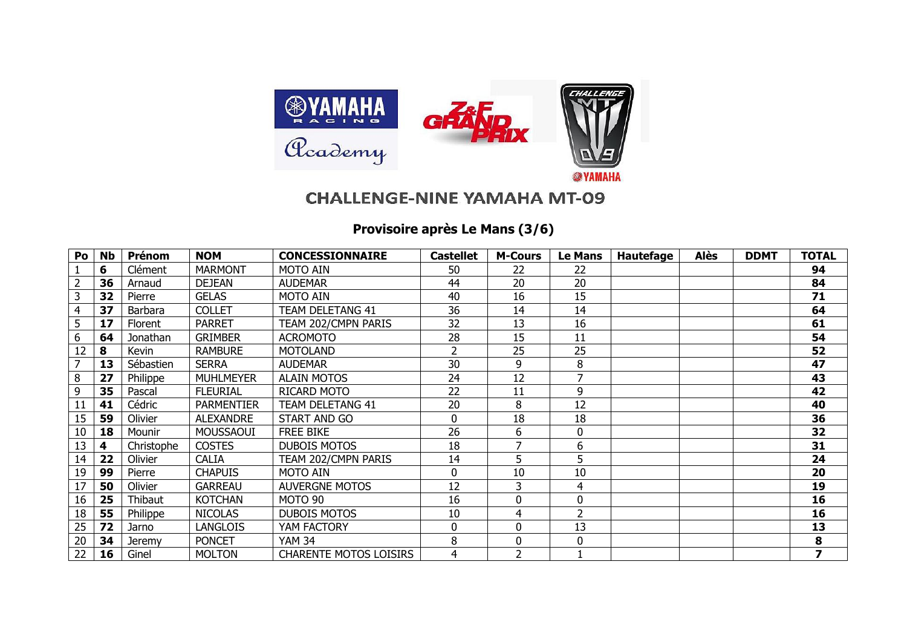# CHALLENGE-NINE YAMAHA MT-09

## Provisoire après Le Mans (3/6)

| Po | Nb | Prénom | NOM | CONCESSIONNAIRE | Castellet | M-Cours | Le Mans | Hautefage | Alès | DDMT | TOTAL |
|---|---|---|---|---|---|---|---|---|---|---|---|
| 1 | **6** | Clément | MARMONT | MOTO AIN | 50 | 22 | 22 | | | | **94** |
| 2 | **36** | Arnaud | DEJEAN | AUDEMAR | 44 | 20 | 20 | | | | **84** |
| 3 | **32** | Pierre | GELAS | MOTO AIN | 40 | 16 | 15 | | | | **71** |
| 4 | **37** | Barbara | COLLET | TEAM DELETANG 41 | 36 | 14 | 14 | | | | **64** |
| 5 | **17** | Florent | PARRET | TEAM 202/CMPN PARIS | 32 | 13 | 16 | | | | **61** |
| 6 | **64** | Jonathan | GRIMBER | ACROMOTO | 28 | 15 | 11 | | | | **54** |
| 12 | **8** | Kevin | RAMBURE | MOTOLAND | 2 | 25 | 25 | | | | **52** |
| 7 | **13** | Sébastien | SERRA | AUDEMAR | 30 | 9 | 8 | | | | **47** |
| 8 | **27** | Philippe | MUHLMEYER | ALAIN MOTOS | 24 | 12 | 7 | | | | **43** |
| 9 | **35** | Pascal | FLEURIAL | RICARD MOTO | 22 | 11 | 9 | | | | **42** |
| 11 | **41** | Cédric | PARMENTIER | TEAM DELETANG 41 | 20 | 8 | 12 | | | | **40** |
| 15 | **59** | Olivier | ALEXANDRE | START AND GO | 0 | 18 | 18 | | | | **36** |
| 10 | **18** | Mounir | MOUSSAOUI | FREE BIKE | 26 | 6 | 0 | | | | **32** |
| 13 | **4** | Christophe | COSTES | DUBOIS MOTOS | 18 | 7 | 6 | | | | **31** |
| 14 | **22** | Olivier | CALIA | TEAM 202/CMPN PARIS | 14 | 5 | 5 | | | | **24** |
| 19 | **99** | Pierre | CHAPUIS | MOTO AIN | 0 | 10 | 10 | | | | **20** |
| 17 | **50** | Olivier | GARREAU | AUVERGNE MOTOS | 12 | 3 | 4 | | | | **19** |
| 16 | **25** | Thibaut | KOTCHAN | MOTO 90 | 16 | 0 | 0 | | | | **16** |
| 18 | **55** | Philippe | NICOLAS | DUBOIS MOTOS | 10 | 4 | 2 | | | | **16** |
| 25 | **72** | Jarno | LANGLOIS | YAM FACTORY | 0 | 0 | 13 | | | | **13** |
| 20 | **34** | Jeremy | PONCET | YAM 34 | 8 | 0 | 0 | | | | **8** |
| 22 | **16** | Ginel | MOLTON | CHARENTE MOTOS LOISIRS | 4 | 2 | 1 | | | | **7** |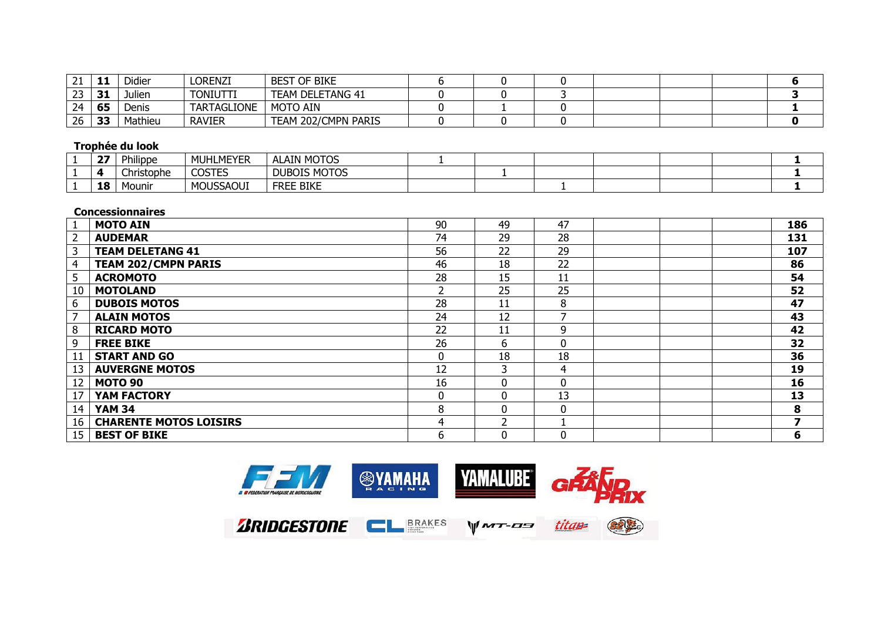| | | | | | | | | | | | |
|---|---|---|---|---|---|---|---|---|---|---|---|
| 21 | **11** | Didier | LORENZI | BEST OF BIKE | 6 | 0 | 0 | | | | **6** |
| 23 | **31** | Julien | TONIUTTI | TEAM DELETANG 41 | 0 | 0 | 3 | | | | **3** |
| 24 | **65** | Denis | TARTAGLIONE | MOTO AIN | 0 | 1 | 0 | | | | **1** |
| 26 | **33** | Mathieu | RAVIER | TEAM 202/CMPN PARIS | 0 | 0 | 0 | | | | **0** |

**Trophée du look**

| | | | | | | | | | | | |
|---|---|---|---|---|---|---|---|---|---|---|---|
| 1 | **27** | Philippe | MUHLMEYER | ALAIN MOTOS | 1 | | | | | | **1** |
| 1 | **4** | Christophe | COSTES | DUBOIS MOTOS | | 1 | | | | | **1** |
| 1 | **18** | Mounir | MOUSSAOUI | FREE BIKE | | | 1 | | | | **1** |

**Concessionnaires**

| | | | | | | | | |
|---|---|---|---|---|---|---|---|---|
| 1 | **MOTO AIN** | 90 | 49 | 47 | | | | **186** |
| 2 | **AUDEMAR** | 74 | 29 | 28 | | | | **131** |
| 3 | **TEAM DELETANG 41** | 56 | 22 | 29 | | | | **107** |
| 4 | **TEAM 202/CMPN PARIS** | 46 | 18 | 22 | | | | **86** |
| 5 | **ACROMOTO** | 28 | 15 | 11 | | | | **54** |
| 10 | **MOTOLAND** | 2 | 25 | 25 | | | | **52** |
| 6 | **DUBOIS MOTOS** | 28 | 11 | 8 | | | | **47** |
| 7 | **ALAIN MOTOS** | 24 | 12 | 7 | | | | **43** |
| 8 | **RICARD MOTO** | 22 | 11 | 9 | | | | **42** |
| 9 | **FREE BIKE** | 26 | 6 | 0 | | | | **32** |
| 11 | **START AND GO** | 0 | 18 | 18 | | | | **36** |
| 13 | **AUVERGNE MOTOS** | 12 | 3 | 4 | | | | **19** |
| 12 | **MOTO 90** | 16 | 0 | 0 | | | | **16** |
| 17 | **YAM FACTORY** | 0 | 0 | 13 | | | | **13** |
| 14 | **YAM 34** | 8 | 0 | 0 | | | | **8** |
| 16 | **CHARENTE MOTOS LOISIRS** | 4 | 2 | 1 | | | | **7** |
| 15 | **BEST OF BIKE** | 6 | 0 | 0 | | | | **6** |